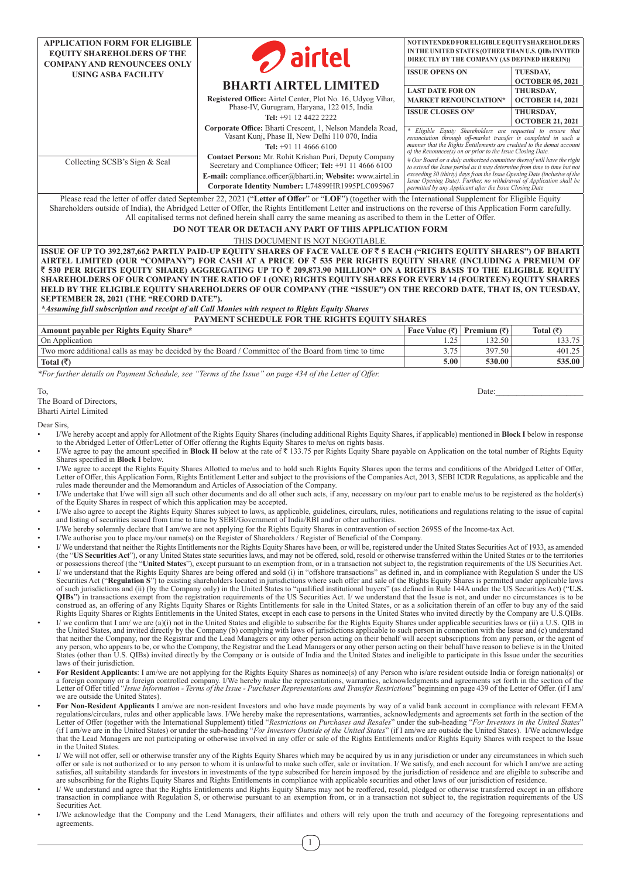**APPLICATION FORM FOR ELIGIBLE EQUITY SHAREHOLDERS OF THE COMPANY AND RENOUNCEES ONLY USING ASBA FACILITY**

Collecting SCSB's Sign & Seal

# BHARTI AIRTEL LIMITED

**Registered Office:** Airtel Center, Plot No. 16, Udyog Vihar, Phase-IV, Gurugram, Haryana, 122 015, India
**Tel:** +91 12 4422 2222

**Corporate Office:** Bharti Crescent, 1, Nelson Mandela Road, Vasant Kunj, Phase II, New Delhi 110 070, India
**Tel:** +91 11 4666 6100

**Contact Person:** Mr. Rohit Krishan Puri, Deputy Company Secretary and Compliance Officer; **Tel:** +91 11 4666 6100
**E-mail:** compliance.officer@bharti.in; **Website:** www.airtel.in
**Corporate Identity Number:** L74899HR1995PLC095967

**NOT INTENDED FOR ELIGIBLE EQUITY SHAREHOLDERS IN THE UNITED STATES (OTHER THAN U.S. QIBs INVITED DIRECTLY BY THE COMPANY (AS DEFINED HEREIN))**

| | |
|---|---|
| **ISSUE OPENS ON** | **TUESDAY, OCTOBER 05, 2021** |
| **LAST DATE FOR ON MARKET RENOUNCIATION*** | **THURSDAY, OCTOBER 14, 2021** |
| **ISSUE CLOSES ON#** | **THURSDAY, OCTOBER 21, 2021** |

*\* Eligible Equity Shareholders are requested to ensure that renunciation through off-market transfer is completed in such a manner that the Rights Entitlements are credited to the demat account of the Renouncee(s) on or prior to the Issue Closing Date.*

*# Our Board or a duly authorized committee thereof will have the right to extend the Issue period as it may determine from time to time but not exceeding 30 (thirty) days from the Issue Opening Date (inclusive of the Issue Opening Date). Further, no withdrawal of Application shall be permitted by any Applicant after the Issue Closing Date*

Please read the letter of offer dated September 22, 2021 ("**Letter of Offer**" or "**LOF**") (together with the International Supplement for Eligible Equity Shareholders outside of India), the Abridged Letter of Offer, the Rights Entitlement Letter and instructions on the reverse of this Application Form carefully. All capitalised terms not defined herein shall carry the same meaning as ascribed to them in the Letter of Offer.

**DO NOT TEAR OR DETACH ANY PART OF THIS APPLICATION FORM**

THIS DOCUMENT IS NOT NEGOTIABLE.

**ISSUE OF UP TO 392,287,662 PARTLY PAID-UP EQUITY SHARES OF FACE VALUE OF ₹ 5 EACH ("RIGHTS EQUITY SHARES") OF BHARTI AIRTEL LIMITED (OUR "COMPANY") FOR CASH AT A PRICE OF ₹ 535 PER RIGHTS EQUITY SHARE (INCLUDING A PREMIUM OF ₹ 530 PER RIGHTS EQUITY SHARE) AGGREGATING UP TO ₹ 209,873.90 MILLION\* ON A RIGHTS BASIS TO THE ELIGIBLE EQUITY SHAREHOLDERS OF OUR COMPANY IN THE RATIO OF 1 (ONE) RIGHTS EQUITY SHARES FOR EVERY 14 (FOURTEEN) EQUITY SHARES HELD BY THE ELIGIBLE EQUITY SHAREHOLDERS OF OUR COMPANY (THE "ISSUE") ON THE RECORD DATE, THAT IS, ON TUESDAY, SEPTEMBER 28, 2021 (THE "RECORD DATE").**

***\*Assuming full subscription and receipt of all Call Monies with respect to Rights Equity Shares***

**PAYMENT SCHEDULE FOR THE RIGHTS EQUITY SHARES**

| **Amount payable per Rights Equity Share\*** | **Face Value (₹)** | **Premium (₹)** | **Total (₹)** |
|---|---|---|---|
| On Application | 1.25 | 132.50 | 133.75 |
| Two more additional calls as may be decided by the Board / Committee of the Board from time to time | 3.75 | 397.50 | 401.25 |
| **Total (₹)** | **5.00** | **530.00** | **535.00** |

*\*For further details on Payment Schedule, see "Terms of the Issue" on page 434 of the Letter of Offer.*

To,
The Board of Directors,
Bharti Airtel Limited

Date:____________________

Dear Sirs,

- I/We hereby accept and apply for Allotment of the Rights Equity Shares (including additional Rights Equity Shares, if applicable) mentioned in **Block I** below in response to the Abridged Letter of Offer/Letter of Offer offering the Rights Equity Shares to me/us on rights basis.
- I/We agree to pay the amount specified in **Block II** below at the rate of ₹ 133.75 per Rights Equity Share payable on Application on the total number of Rights Equity Shares specified in **Block I** below.
- I/We agree to accept the Rights Equity Shares Allotted to me/us and to hold such Rights Equity Shares upon the terms and conditions of the Abridged Letter of Offer, Letter of Offer, this Application Form, Rights Entitlement Letter and subject to the provisions of the Companies Act, 2013, SEBI ICDR Regulations, as applicable and the rules made thereunder and the Memorandum and Articles of Association of the Company.
- I/We undertake that I/we will sign all such other documents and do all other such acts, if any, necessary on my/our part to enable me/us to be registered as the holder(s) of the Equity Shares in respect of which this application may be accepted.
- I/We also agree to accept the Rights Equity Shares subject to laws, as applicable, guidelines, circulars, rules, notifications and regulations relating to the issue of capital and listing of securities issued from time to time by SEBI/Government of India/RBI and/or other authorities.
- I/We hereby solemnly declare that I am/we are not applying for the Rights Equity Shares in contravention of section 269SS of the Income-tax Act.
- I/We authorise you to place my/our name(s) on the Register of Shareholders / Register of Beneficial of the Company.
- I/ We understand that neither the Rights Entitlements nor the Rights Equity Shares have been, or will be, registered under the United States Securities Act of 1933, as amended (the "**US Securities Act**"), or any United States state securities laws, and may not be offered, sold, resold or otherwise transferred within the United States or to the territories or possessions thereof (the "**United States**"), except pursuant to an exemption from, or in a transaction not subject to, the registration requirements of the US Securities Act.
- I/ we understand that the Rights Equity Shares are being offered and sold (i) in "offshore transactions" as defined in, and in compliance with Regulation S under the US Securities Act ("**Regulation S**") to existing shareholders located in jurisdictions where such offer and sale of the Rights Equity Shares is permitted under applicable laws of such jurisdictions and (ii) (by the Company only) in the United States to "qualified institutional buyers" (as defined in Rule 144A under the US Securities Act) ("**U.S. QIBs**") in transactions exempt from the registration requirements of the US Securities Act. I/ we understand that the Issue is not, and under no circumstances is to be construed as, an offering of any Rights Equity Shares or Rights Entitlements for sale in the United States, or as a solicitation therein of an offer to buy any of the said Rights Equity Shares or Rights Entitlements in the United States, except in each case to persons in the United States who invited directly by the Company are U.S.QIBs.
- I/ we confirm that I am/ we are (a)(i) not in the United States and eligible to subscribe for the Rights Equity Shares under applicable securities laws or (ii) a U.S. QIB in the United States, and invited directly by the Company (b) complying with laws of jurisdictions applicable to such person in connection with the Issue and (c) understand that neither the Company, nor the Registrar and the Lead Managers or any other person acting on their behalf will accept subscriptions from any person, or the agent of any person, who appears to be, or who the Company, the Registrar and the Lead Managers or any other person acting on their behalf have reason to believe is in the United States (other than U.S. QIBs) invited directly by the Company or is outside of India and the United States and ineligible to participate in this Issue under the securities laws of their jurisdiction.
- **For Resident Applicants**: I am/we are not applying for the Rights Equity Shares as nominee(s) of any Person who is/are resident outside India or foreign national(s) or a foreign company or a foreign controlled company. I/We hereby make the representations, warranties, acknowledgments and agreements set forth in the section of the Letter of Offer titled "*Issue Information - Terms of the Issue - Purchaser Representations and Transfer Restrictions*" beginning on page 439 of the Letter of Offer. (if I am/ we are outside the United States).
- **For Non-Resident Applicants** I am/we are non-resident Investors and who have made payments by way of a valid bank account in compliance with relevant FEMA regulations/circulars, rules and other applicable laws. I/We hereby make the representations, warranties, acknowledgments and agreements set forth in the section of the Letter of Offer (together with the International Supplement) titled "*Restrictions on Purchases and Resales*" under the sub-heading "*For Investors in the United States*" (if I am/we are in the United States) or under the sub-heading "*For Investors Outside of the United States*" (if I am/we are outside the United States). I/We acknowledge that the Lead Managers are not participating or otherwise involved in any offer or sale of the Rights Entitlements and/or Rights Equity Shares with respect to the Issue in the United States.
- I/ We will not offer, sell or otherwise transfer any of the Rights Equity Shares which may be acquired by us in any jurisdiction or under any circumstances in which such offer or sale is not authorized or to any person to whom it is unlawful to make such offer, sale or invitation. I/ We satisfy, and each account for which I am/we are acting satisfies, all suitability standards for investors in investments of the type subscribed for herein imposed by the jurisdiction of residence and are eligible to subscribe and are subscribing for the Rights Equity Shares and Rights Entitlements in compliance with applicable securities and other laws of our jurisdiction of residence.
- I/ We understand and agree that the Rights Entitlements and Rights Equity Shares may not be reoffered, resold, pledged or otherwise transferred except in an offshore transaction in compliance with Regulation S, or otherwise pursuant to an exemption from, or in a transaction not subject to, the registration requirements of the US Securities Act.
- I/We acknowledge that the Company and the Lead Managers, their affiliates and others will rely upon the truth and accuracy of the foregoing representations and agreements.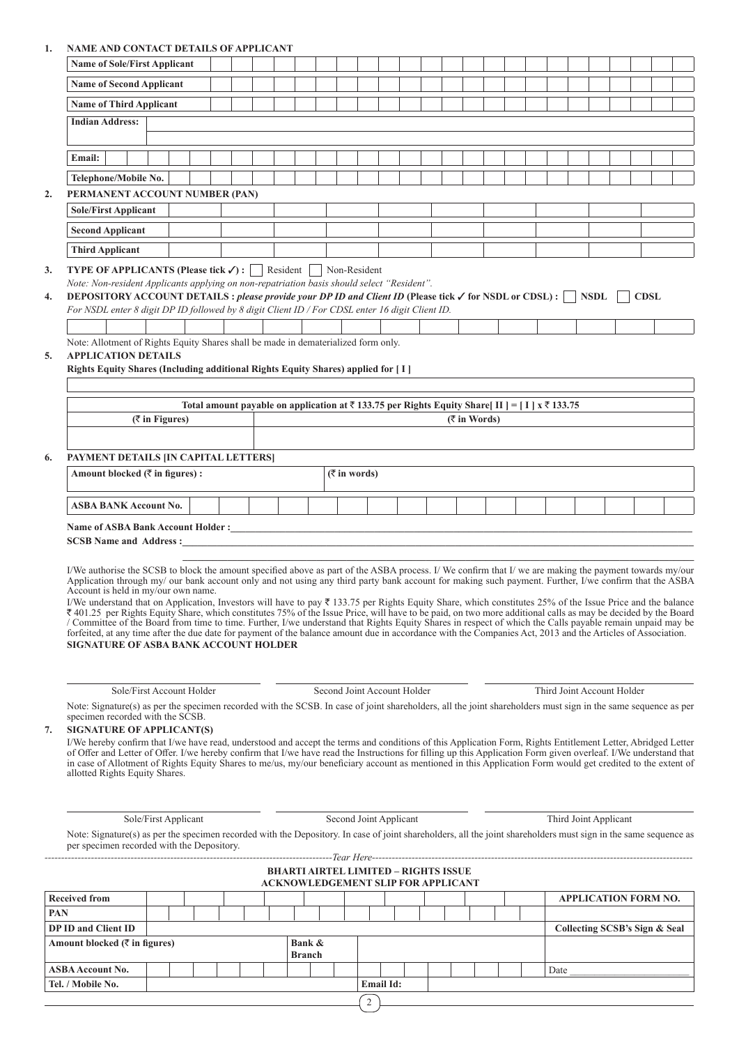**1. NAME AND CONTACT DETAILS OF APPLICANT**

| | |
|---|---|
| **Name of Sole/First Applicant** | |
| **Name of Second Applicant** | |
| **Name of Third Applicant** | |
| **Indian Address:** | |
| **Email:** | |
| **Telephone/Mobile No.** | |

**2. PERMANENT ACCOUNT NUMBER (PAN)**

| | |
|---|---|
| **Sole/First Applicant** | |
| **Second Applicant** | |
| **Third Applicant** | |

**3. TYPE OF APPLICANTS (Please tick ✓) :** ☐ Resident ☐ Non-Resident

*Note: Non-resident Applicants applying on non-repatriation basis should select "Resident".*

**4. DEPOSITORY ACCOUNT DETAILS :** ***please provide your DP ID and Client ID*** **(Please tick ✓ for NSDL or CDSL) :** ☐ **NSDL** ☐ **CDSL**

*For NSDL enter 8 digit DP ID followed by 8 digit Client ID / For CDSL enter 16 digit Client ID.*

Note: Allotment of Rights Equity Shares shall be made in dematerialized form only.

**5. APPLICATION DETAILS**

**Rights Equity Shares (Including additional Rights Equity Shares) applied for [ I ]**

| **Total amount payable on application at ₹ 133.75 per Rights Equity Share[ II ] = [ I ] x ₹ 133.75** | |
|---|---|
| **(₹ in Figures)** | **(₹ in Words)** |
| | |

**6. PAYMENT DETAILS [IN CAPITAL LETTERS]**

| | |
|---|---|
| **Amount blocked (₹ in figures) :** | **(₹ in words)** |
| **ASBA BANK Account No.** | |

**Name of ASBA Bank Account Holder :**\_\_\_\_\_\_\_\_\_\_\_\_\_\_\_\_\_\_\_\_\_\_\_\_\_\_\_\_\_\_\_\_\_\_\_\_\_\_\_\_

**SCSB Name and Address :**\_\_\_\_\_\_\_\_\_\_\_\_\_\_\_\_\_\_\_\_\_\_\_\_\_\_\_\_\_\_\_\_\_\_\_\_\_\_\_\_

I/We authorise the SCSB to block the amount specified above as part of the ASBA process. I/ We confirm that I/ we are making the payment towards my/our Application through my/ our bank account only and not using any third party bank account for making such payment. Further, I/we confirm that the ASBA Account is held in my/our own name.

I/We understand that on Application, Investors will have to pay ₹ 133.75 per Rights Equity Share, which constitutes 25% of the Issue Price and the balance ₹ 401.25 per Rights Equity Share, which constitutes 75% of the Issue Price, will have to be paid, on two more additional calls as may be decided by the Board / Committee of the Board from time to time. Further, I/we understand that Rights Equity Shares in respect of which the Calls payable remain unpaid may be forfeited, at any time after the due date for payment of the balance amount due in accordance with the Companies Act, 2013 and the Articles of Association.

**SIGNATURE OF ASBA BANK ACCOUNT HOLDER**

| Sole/First Account Holder | Second Joint Account Holder | Third Joint Account Holder |
|---|---|---|

Note: Signature(s) as per the specimen recorded with the SCSB. In case of joint shareholders, all the joint shareholders must sign in the same sequence as per specimen recorded with the SCSB.

**7. SIGNATURE OF APPLICANT(S)**

I/We hereby confirm that I/we have read, understood and accept the terms and conditions of this Application Form, Rights Entitlement Letter, Abridged Letter of Offer and Letter of Offer. I/we hereby confirm that I/we have read the Instructions for filling up this Application Form given overleaf. I/We understand that in case of Allotment of Rights Equity Shares to me/us, my/our beneficiary account as mentioned in this Application Form would get credited to the extent of allotted Rights Equity Shares.

| Sole/First Applicant | Second Joint Applicant | Third Joint Applicant |
|---|---|---|

Note: Signature(s) as per the specimen recorded with the Depository. In case of joint shareholders, all the joint shareholders must sign in the same sequence as per specimen recorded with the Depository.

------------------------------------------------------------*Tear Here*------------------------------------------------------------

**BHARTI AIRTEL LIMITED – RIGHTS ISSUE**
**ACKNOWLEDGEMENT SLIP FOR APPLICANT**

| | | | | |
|---|---|---|---|---|
| **Received from** | | | | **APPLICATION FORM NO.** |
| **PAN** | | | | |
| **DP ID and Client ID** | | | | **Collecting SCSB's Sign & Seal** |
| **Amount blocked (₹ in figures)** | | **Bank & Branch** | | |
| **ASBA Account No.** | | | | Date \_\_\_\_\_\_\_\_\_\_ |
| **Tel. / Mobile No.** | | **Email Id:** | | |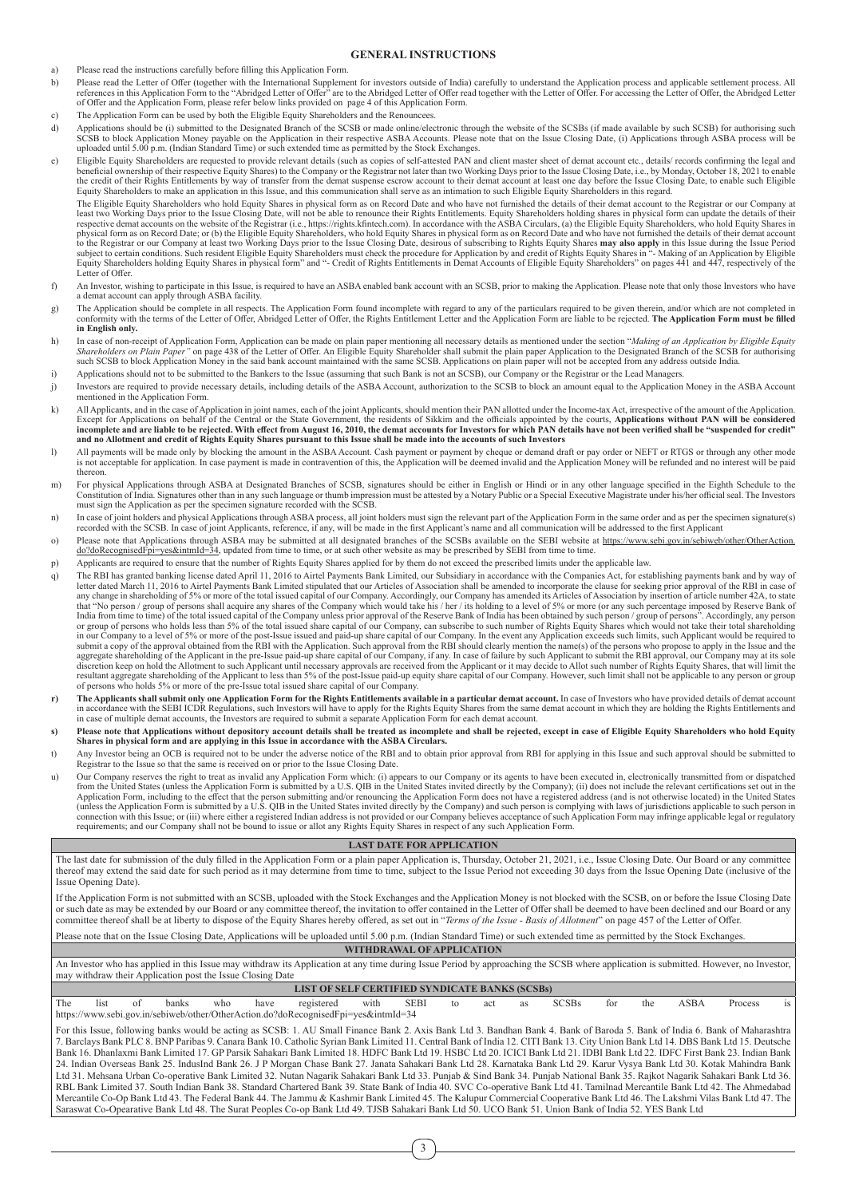## GENERAL INSTRUCTIONS

a) Please read the instructions carefully before filling this Application Form.

b) Please read the Letter of Offer (together with the International Supplement for investors outside of India) carefully to understand the Application process and applicable settlement process. All references in this Application Form to the "Abridged Letter of Offer" are to the Abridged Letter of Offer read together with the Letter of Offer. For accessing the Letter of Offer, the Abridged Letter of Offer and the Application Form, please refer below links provided on page 4 of this Application Form.

c) The Application Form can be used by both the Eligible Equity Shareholders and the Renouncees.

d) Applications should be (i) submitted to the Designated Branch of the SCSB or made online/electronic through the website of the SCSBs (if made available by such SCSB) for authorising such SCSB to block Application Money payable on the Application in their respective ASBA Accounts. Please note that on the Issue Closing Date, (i) Applications through ASBA process will be uploaded until 5.00 p.m. (Indian Standard Time) or such extended time as permitted by the Stock Exchanges.

e) Eligible Equity Shareholders are requested to provide relevant details (such as copies of self-attested PAN and client master sheet of demat account etc., details/ records confirming the legal and beneficial ownership of their respective Equity Shares) to the Company or the Registrar not later than two Working Days prior to the Issue Closing Date, i.e., by Monday, October 18, 2021 to enable the credit of their Rights Entitlements by way of transfer from the demat suspense escrow account to their demat account at least one day before the Issue Closing Date, to enable such Eligible Equity Shareholders to make an application in this Issue, and this communication shall serve as an intimation to such Eligible Equity Shareholders in this regard.

   The Eligible Equity Shareholders who hold Equity Shares in physical form as on Record Date and who have not furnished the details of their demat account to the Registrar or our Company at least two Working Days prior to the Issue Closing Date, will not be able to renounce their Rights Entitlements. Equity Shareholders holding shares in physical form can update the details of their respective demat accounts on the website of the Registrar (i.e., https://rights.kfintech.com). In accordance with the ASBA Circulars, (a) the Eligible Equity Shareholders, who hold Equity Shares in physical form as on Record Date; or (b) the Eligible Equity Shareholders, who hold Equity Shares in physical form as on Record Date and who have not furnished the details of their demat account to the Registrar or our Company at least two Working Days prior to the Issue Closing Date, desirous of subscribing to Rights Equity Shares **may also apply** in this Issue during the Issue Period subject to certain conditions. Such resident Eligible Equity Shareholders must check the procedure for Application by and credit of Rights Equity Shares in "- Making of an Application by Eligible Equity Shareholders holding Equity Shares in physical form" and "- Credit of Rights Entitlements in Demat Accounts of Eligible Equity Shareholders" on pages 441 and 447, respectively of the Letter of Offer.

f) An Investor, wishing to participate in this Issue, is required to have an ASBA enabled bank account with an SCSB, prior to making the Application. Please note that only those Investors who have a demat account can apply through ASBA facility.

g) The Application should be complete in all respects. The Application Form found incomplete with regard to any of the particulars required to be given therein, and/or which are not completed in conformity with the terms of the Letter of Offer, Abridged Letter of Offer, the Rights Entitlement Letter and the Application Form are liable to be rejected. **The Application Form must be filled in English only.**

h) In case of non-receipt of Application Form, Application can be made on plain paper mentioning all necessary details as mentioned under the section "*Making of an Application by Eligible Equity Shareholders on Plain Paper"* on page 438 of the Letter of Offer. An Eligible Equity Shareholder shall submit the plain paper Application to the Designated Branch of the SCSB for authorising such SCSB to block Application Money in the said bank account maintained with the same SCSB. Applications on plain paper will not be accepted from any address outside India.

i) Applications should not to be submitted to the Bankers to the Issue (assuming that such Bank is not an SCSB), our Company or the Registrar or the Lead Managers.

j) Investors are required to provide necessary details, including details of the ASBA Account, authorization to the SCSB to block an amount equal to the Application Money in the ASBA Account mentioned in the Application Form.

k) All Applicants, and in the case of Application in joint names, each of the joint Applicants, should mention their PAN allotted under the Income-tax Act, irrespective of the amount of the Application. Except for Applications on behalf of the Central or the State Government, the residents of Sikkim and the officials appointed by the courts, **Applications without PAN will be considered incomplete and are liable to be rejected. With effect from August 16, 2010, the demat accounts for Investors for which PAN details have not been verified shall be "suspended for credit" and no Allotment and credit of Rights Equity Shares pursuant to this Issue shall be made into the accounts of such Investors**

l) All payments will be made only by blocking the amount in the ASBA Account. Cash payment or payment by cheque or demand draft or pay order or NEFT or RTGS or through any other mode is not acceptable for application. In case payment is made in contravention of this, the Application will be deemed invalid and the Application Money will be refunded and no interest will be paid thereon.

m) For physical Applications through ASBA at Designated Branches of SCSB, signatures should be either in English or Hindi or in any other language specified in the Eighth Schedule to the Constitution of India. Signatures other than in any such language or thumb impression must be attested by a Notary Public or a Special Executive Magistrate under his/her official seal. The Investors must sign the Application as per the specimen signature recorded with the SCSB.

n) In case of joint holders and physical Applications through ASBA process, all joint holders must sign the relevant part of the Application Form in the same order and as per the specimen signature(s) recorded with the SCSB. In case of joint Applicants, reference, if any, will be made in the first Applicant's name and all communication will be addressed to the first Applicant

o) Please note that Applications through ASBA may be submitted at all designated branches of the SCSBs available on the SEBI website at https://www.sebi.gov.in/sebiweb/other/OtherAction.do?doRecognisedFpi=yes&intmId=34, updated from time to time, or at such other website as may be prescribed by SEBI from time to time.

p) Applicants are required to ensure that the number of Rights Equity Shares applied for by them do not exceed the prescribed limits under the applicable law.

q) The RBI has granted banking license dated April 11, 2016 to Airtel Payments Bank Limited, our Subsidiary in accordance with the Companies Act, for establishing payments bank and by way of letter dated March 11, 2016 to Airtel Payments Bank Limited stipulated that our Articles of Association shall be amended to incorporate the clause for seeking prior approval of the RBI in case of any change in shareholding of 5% or more of the total issued capital of our Company. Accordingly, our Company has amended its Articles of Association by insertion of article number 42A, to state that "No person / group of persons shall acquire any shares of the Company which would take his / her / its holding to a level of 5% or more (or any such percentage imposed by Reserve Bank of India from time to time) of the total issued capital of the Company unless prior approval of the Reserve Bank of India has been obtained by such person / group of persons". Accordingly, any person or group of persons who holds less than 5% of the total issued share capital of our Company, can subscribe to such number of Rights Equity Shares which would not take their total shareholding in our Company to a level of 5% or more of the post-Issue issued and paid-up share capital of our Company. In the event any Application exceeds such limits, such Applicant would be required to submit a copy of the approval obtained from the RBI with the Application. Such approval from the RBI should clearly mention the name(s) of the persons who propose to apply in the Issue and the aggregate shareholding of the Applicant in the pre-Issue paid-up share capital of our Company, if any. In case of failure by such Applicant to submit the RBI approval, our Company may at its sole discretion keep on hold the Allotment to such Applicant until necessary approvals are received from the Applicant or it may decide to Allot such number of Rights Equity Shares, that will limit the resultant aggregate shareholding of the Applicant to less than 5% of the post-Issue paid-up equity share capital of our Company. However, such limit shall not be applicable to any person or group of persons who holds 5% or more of the pre-Issue total issued share capital of our Company.

r) **The Applicants shall submit only one Application Form for the Rights Entitlements available in a particular demat account.** In case of Investors who have provided details of demat account in accordance with the SEBI ICDR Regulations, such Investors will have to apply for the Rights Equity Shares from the same demat account in which they are holding the Rights Entitlements and in case of multiple demat accounts, the Investors are required to submit a separate Application Form for each demat account.

s) **Please note that Applications without depository account details shall be treated as incomplete and shall be rejected, except in case of Eligible Equity Shareholders who hold Equity Shares in physical form and are applying in this Issue in accordance with the ASBA Circulars.**

t) Any Investor being an OCB is required not to be under the adverse notice of the RBI and to obtain prior approval from RBI for applying in this Issue and such approval should be submitted to Registrar to the Issue so that the same is received on or prior to the Issue Closing Date.

u) Our Company reserves the right to treat as invalid any Application Form which: (i) appears to our Company or its agents to have been executed in, electronically transmitted from or dispatched from the United States (unless the Application Form is submitted by a U.S. QIB in the United States invited directly by the Company); (ii) does not include the relevant certifications set out in the Application Form, including to the effect that the person submitting and/or renouncing the Application Form does not have a registered address (and is not otherwise located) in the United States (unless the Application Form is submitted by a U.S. QIB in the United States invited directly by the Company) and such person is complying with laws of jurisdictions applicable to such person in connection with this Issue; or (iii) where either a registered Indian address is not provided or our Company believes acceptance of such Application Form may infringe applicable legal or regulatory requirements; and our Company shall not be bound to issue or allot any Rights Equity Shares in respect of any such Application Form.

### LAST DATE FOR APPLICATION

The last date for submission of the duly filled in the Application Form or a plain paper Application is, Thursday, October 21, 2021, i.e., Issue Closing Date. Our Board or any committee thereof may extend the said date for such period as it may determine from time to time, subject to the Issue Period not exceeding 30 days from the Issue Opening Date (inclusive of the Issue Opening Date).

If the Application Form is not submitted with an SCSB, uploaded with the Stock Exchanges and the Application Money is not blocked with the SCSB, on or before the Issue Closing Date or such date as may be extended by our Board or any committee thereof, the invitation to offer contained in the Letter of Offer shall be deemed to have been declined and our Board or any committee thereof shall be at liberty to dispose of the Equity Shares hereby offered, as set out in "*Terms of the Issue - Basis of Allotment*" on page 457 of the Letter of Offer.

Please note that on the Issue Closing Date, Applications will be uploaded until 5.00 p.m. (Indian Standard Time) or such extended time as permitted by the Stock Exchanges.

### WITHDRAWAL OF APPLICATION

An Investor who has applied in this Issue may withdraw its Application at any time during Issue Period by approaching the SCSB where application is submitted. However, no Investor, may withdraw their Application post the Issue Closing Date

### LIST OF SELF CERTIFIED SYNDICATE BANKS (SCSBs)

The list of banks who have registered with SEBI to act as SCSBs for the ASBA Process is https://www.sebi.gov.in/sebiweb/other/OtherAction.do?doRecognisedFpi=yes&intmId=34

For this Issue, following banks would be acting as SCSB: 1. AU Small Finance Bank 2. Axis Bank Ltd 3. Bandhan Bank 4. Bank of Baroda 5. Bank of India 6. Bank of Maharashtra 7. Barclays Bank PLC 8. BNP Paribas 9. Canara Bank 10. Catholic Syrian Bank Limited 11. Central Bank of India 12. CITI Bank 13. City Union Bank Ltd 14. DBS Bank Ltd 15. Deutsche Bank 16. Dhanlaxmi Bank Limited 17. GP Parsik Sahakari Bank Limited 18. HDFC Bank Ltd 19. HSBC Ltd 20. ICICI Bank Ltd 21. IDBI Bank Ltd 22. IDFC First Bank 23. Indian Bank 24. Indian Overseas Bank 25. IndusInd Bank 26. J P Morgan Chase Bank 27. Janata Sahakari Bank Ltd 28. Karnataka Bank Ltd 29. Karur Vysya Bank Ltd 30. Kotak Mahindra Bank Ltd 31. Mehsana Urban Co-operative Bank Limited 32. Nutan Nagarik Sahakari Bank Ltd 33. Punjab & Sind Bank 34. Punjab National Bank 35. Rajkot Nagarik Sahakari Bank Ltd 36. RBL Bank Limited 37. South Indian Bank 38. Standard Chartered Bank 39. State Bank of India 40. SVC Co-operative Bank Ltd 41. Tamilnad Mercantile Bank Ltd 42. The Ahmedabad Mercantile Co-Op Bank Ltd 43. The Federal Bank 44. The Jammu & Kashmir Bank Limited 45. The Kalupur Commercial Cooperative Bank Ltd 46. The Lakshmi Vilas Bank Ltd 47. The Saraswat Co-Opearative Bank Ltd 48. The Surat Peoples Co-op Bank Ltd 49. TJSB Sahakari Bank Ltd 50. UCO Bank 51. Union Bank of India 52. YES Bank Ltd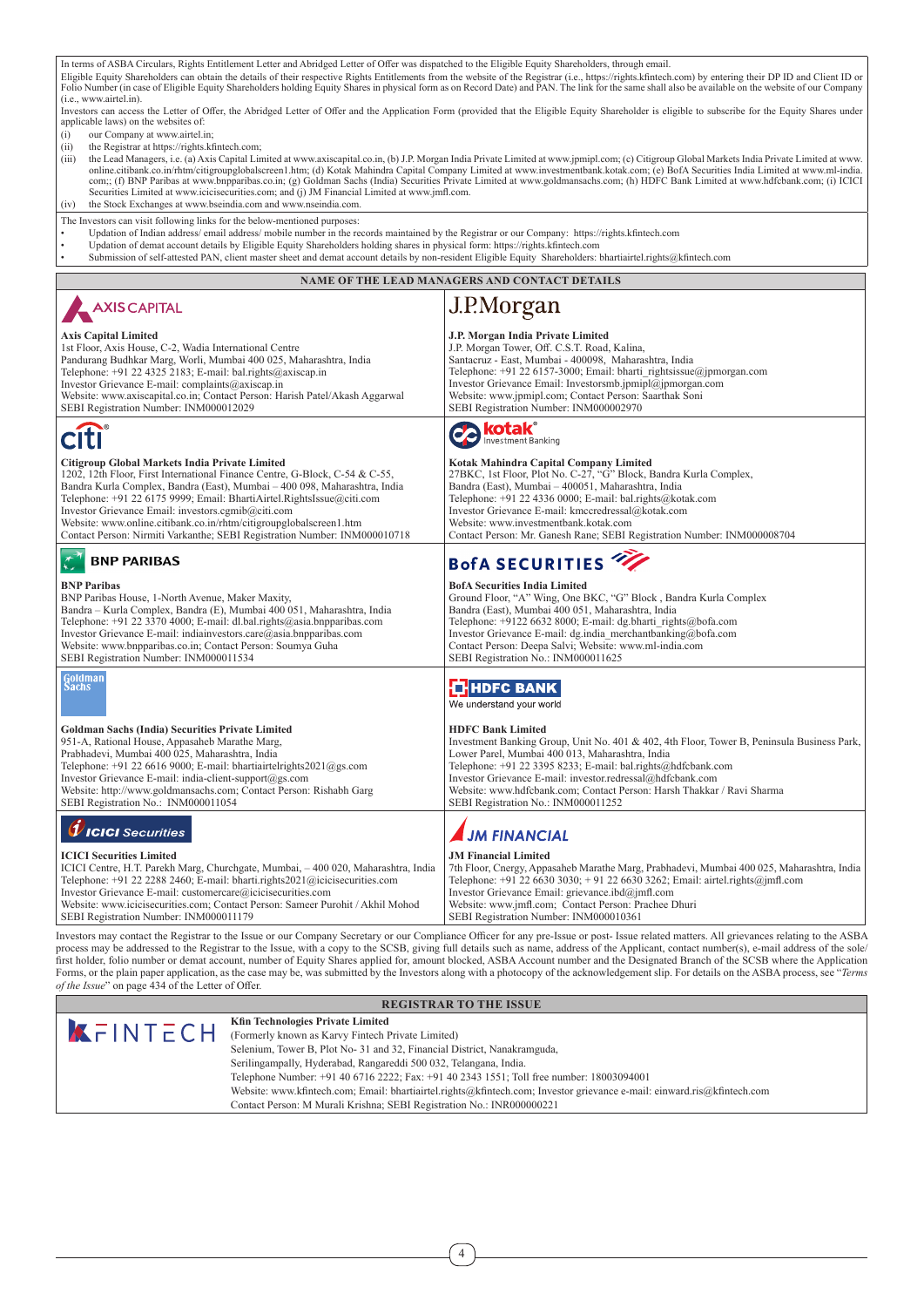In terms of ASBA Circulars, Rights Entitlement Letter and Abridged Letter of Offer was dispatched to the Eligible Equity Shareholders, through email.

Eligible Equity Shareholders can obtain the details of their respective Rights Entitlements from the website of the Registrar (i.e., https://rights.kfintech.com) by entering their DP ID and Client ID or Folio Number (in case of Eligible Equity Shareholders holding Equity Shares in physical form as on Record Date) and PAN. The link for the same shall also be available on the website of our Company (i.e., www.airtel.in).

Investors can access the Letter of Offer, the Abridged Letter of Offer and the Application Form (provided that the Eligible Equity Shareholder is eligible to subscribe for the Equity Shares under applicable laws) on the websites of:

(i) our Company at www.airtel.in;
(ii) the Registrar at https://rights.kfintech.com;
(iii) the Lead Managers, i.e. (a) Axis Capital Limited at www.axiscapital.co.in, (b) J.P. Morgan India Private Limited at www.jpmipl.com; (c) Citigroup Global Markets India Private Limited at www.online.citibank.co.in/rhtm/citigroupglobalscreen1.htm; (d) Kotak Mahindra Capital Company Limited at www.investmentbank.kotak.com; (e) BofA Securities India Limited at www.ml-india.com;; (f) BNP Paribas at www.bnpparibas.co.in; (g) Goldman Sachs (India) Securities Private Limited at www.goldmansachs.com; (h) HDFC Bank Limited at www.hdfcbank.com; (i) ICICI Securities Limited at www.icicisecurities.com; and (j) JM Financial Limited at www.jmfl.com.
(iv) the Stock Exchanges at www.bseindia.com and www.nseindia.com.

The Investors can visit following links for the below-mentioned purposes:

- Updation of Indian address/ email address/ mobile number in the records maintained by the Registrar or our Company: https://rights.kfintech.com
- Updation of demat account details by Eligible Equity Shareholders holding shares in physical form: https://rights.kfintech.com
- Submission of self-attested PAN, client master sheet and demat account details by non-resident Eligible Equity Shareholders: bhartiairtel.rights@kfintech.com

## NAME OF THE LEAD MANAGERS AND CONTACT DETAILS

AXIS CAPITAL

**Axis Capital Limited**
1st Floor, Axis House, C-2, Wadia International Centre
Pandurang Budhkar Marg, Worli, Mumbai 400 025, Maharashtra, India
Telephone: +91 22 4325 2183; E-mail: bal.rights@axiscap.in
Investor Grievance E-mail: complaints@axiscap.in
Website: www.axiscapital.co.in; Contact Person: Harish Patel/Akash Aggarwal
SEBI Registration Number: INM000012029

J.P.Morgan

**J.P. Morgan India Private Limited**
J.P. Morgan Tower, Off. C.S.T. Road, Kalina,
Santacruz - East, Mumbai - 400098, Maharashtra, India
Telephone: +91 22 6157-3000; Email: bharti_rightsissue@jpmorgan.com
Investor Grievance Email: Investorsmb.jpmipl@jpmorgan.com
Website: www.jpmipl.com; Contact Person: Saarthak Soni
SEBI Registration Number: INM000002970

citi

**Citigroup Global Markets India Private Limited**
1202, 12th Floor, First International Finance Centre, G-Block, C-54 & C-55,
Bandra Kurla Complex, Bandra (East), Mumbai – 400 098, Maharashtra, India
Telephone: +91 22 6175 9999; Email: BhartiAirtel.RightsIssue@citi.com
Investor Grievance Email: investors.cgmib@citi.com
Website: www.online.citibank.co.in/rhtm/citigroupglobalscreen1.htm
Contact Person: Nirmiti Varkanthe; SEBI Registration Number: INM000010718

kotak Investment Banking

**Kotak Mahindra Capital Company Limited**
27BKC, 1st Floor, Plot No. C-27, "G" Block, Bandra Kurla Complex,
Bandra (East), Mumbai – 400051, Maharashtra, India
Telephone: +91 22 4336 0000; E-mail: bal.rights@kotak.com
Investor Grievance E-mail: kmccredressal@kotak.com
Website: www.investmentbank.kotak.com
Contact Person: Mr. Ganesh Rane; SEBI Registration Number: INM000008704

BNP PARIBAS

**BNP Paribas**
BNP Paribas House, 1-North Avenue, Maker Maxity,
Bandra – Kurla Complex, Bandra (E), Mumbai 400 051, Maharashtra, India
Telephone: +91 22 3370 4000; E-mail: dl.bal.rights@asia.bnpparibas.com
Investor Grievance E-mail: indiainvestors.care@asia.bnpparibas.com
Website: www.bnpparibas.co.in; Contact Person: Soumya Guha
SEBI Registration Number: INM000011534

BofA SECURITIES

**BofA Securities India Limited**
Ground Floor, "A" Wing, One BKC, "G" Block , Bandra Kurla Complex
Bandra (East), Mumbai 400 051, Maharashtra, India
Telephone: +9122 6632 8000; E-mail: dg.bharti_rights@bofa.com
Investor Grievance E-mail: dg.india_merchantbanking@bofa.com
Contact Person: Deepa Salvi; Website: www.ml-india.com
SEBI Registration No.: INM000011625

Goldman Sachs

**Goldman Sachs (India) Securities Private Limited**
951-A, Rational House, Appasaheb Marathe Marg,
Prabhadevi, Mumbai 400 025, Maharashtra, India
Telephone: +91 22 6616 9000; E-mail: bhartiairtelrights2021@gs.com
Investor Grievance E-mail: india-client-support@gs.com
Website: http://www.goldmansachs.com; Contact Person: Rishabh Garg
SEBI Registration No.: INM000011054

HDFC BANK
We understand your world

**HDFC Bank Limited**
Investment Banking Group, Unit No. 401 & 402, 4th Floor, Tower B, Peninsula Business Park,
Lower Parel, Mumbai 400 013, Maharashtra, India
Telephone: +91 22 3395 8233; E-mail: bal.rights@hdfcbank.com
Investor Grievance E-mail: investor.redressal@hdfcbank.com
Website: www.hdfcbank.com; Contact Person: Harsh Thakkar / Ravi Sharma
SEBI Registration No.: INM000011252

ICICI Securities

**ICICI Securities Limited**
ICICI Centre, H.T. Parekh Marg, Churchgate, Mumbai, – 400 020, Maharashtra, India
Telephone: +91 22 2288 2460; E-mail: bharti.rights2021@icicisecurities.com
Investor Grievance E-mail: customercare@icicisecurities.com
Website: www.icicisecurities.com; Contact Person: Sameer Purohit / Akhil Mohod
SEBI Registration Number: INM000011179

JM FINANCIAL

**JM Financial Limited**
7th Floor, Cnergy, Appasaheb Marathe Marg, Prabhadevi, Mumbai 400 025, Maharashtra, India
Telephone: +91 22 6630 3030; + 91 22 6630 3262; Email: airtel.rights@jmfl.com
Investor Grievance Email: grievance.ibd@jmfl.com
Website: www.jmfl.com; Contact Person: Prachee Dhuri
SEBI Registration Number: INM000010361

Investors may contact the Registrar to the Issue or our Company Secretary or our Compliance Officer for any pre-Issue or post- Issue related matters. All grievances relating to the ASBA process may be addressed to the Registrar to the Issue, with a copy to the SCSB, giving full details such as name, address of the Applicant, contact number(s), e-mail address of the sole/ first holder, folio number or demat account, number of Equity Shares applied for, amount blocked, ASBA Account number and the Designated Branch of the SCSB where the Application Forms, or the plain paper application, as the case may be, was submitted by the Investors along with a photocopy of the acknowledgement slip. For details on the ASBA process, see "*Terms of the Issue*" on page 434 of the Letter of Offer.

## REGISTRAR TO THE ISSUE

KFINTECH

**Kfin Technologies Private Limited**
(Formerly known as Karvy Fintech Private Limited)
Selenium, Tower B, Plot No- 31 and 32, Financial District, Nanakramguda,
Serilingampally, Hyderabad, Rangareddi 500 032, Telangana, India.
Telephone Number: +91 40 6716 2222; Fax: +91 40 2343 1551; Toll free number: 18003094001
Website: www.kfintech.com; Email: bhartiairtel.rights@kfintech.com; Investor grievance e-mail: einward.ris@kfintech.com
Contact Person: M Murali Krishna; SEBI Registration No.: INR000000221